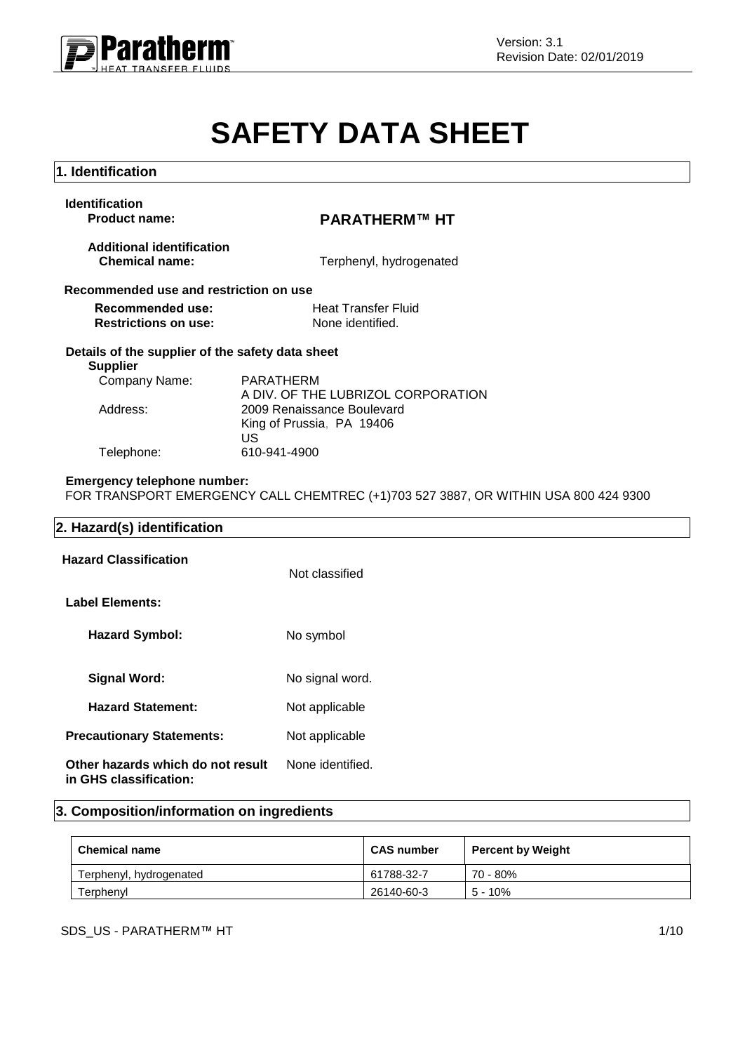Version: 3.1
Revision Date: 02/01/2019

# SAFETY DATA SHEET

## 1. Identification

**Identification**

**Product name:** **PARATHERM™ HT**

**Additional identification**

**Chemical name:** Terphenyl, hydrogenated

**Recommended use and restriction on use**

**Recommended use:** Heat Transfer Fluid
**Restrictions on use:** None identified.

**Details of the supplier of the safety data sheet**

**Supplier**

Company Name: PARATHERM
A DIV. OF THE LUBRIZOL CORPORATION
Address: 2009 Renaissance Boulevard
King of Prussia, PA 19406
US
Telephone: 610-941-4900

**Emergency telephone number:**
FOR TRANSPORT EMERGENCY CALL CHEMTREC (+1)703 527 3887, OR WITHIN USA 800 424 9300

## 2. Hazard(s) identification

**Hazard Classification** Not classified

**Label Elements:**

**Hazard Symbol:** No symbol

**Signal Word:** No signal word.

**Hazard Statement:** Not applicable

**Precautionary Statements:** Not applicable

**Other hazards which do not result in GHS classification:** None identified.

## 3. Composition/information on ingredients

| Chemical name | CAS number | Percent by Weight |
| --- | --- | --- |
| Terphenyl, hydrogenated | 61788-32-7 | 70 - 80% |
| Terphenyl | 26140-60-3 | 5 - 10% |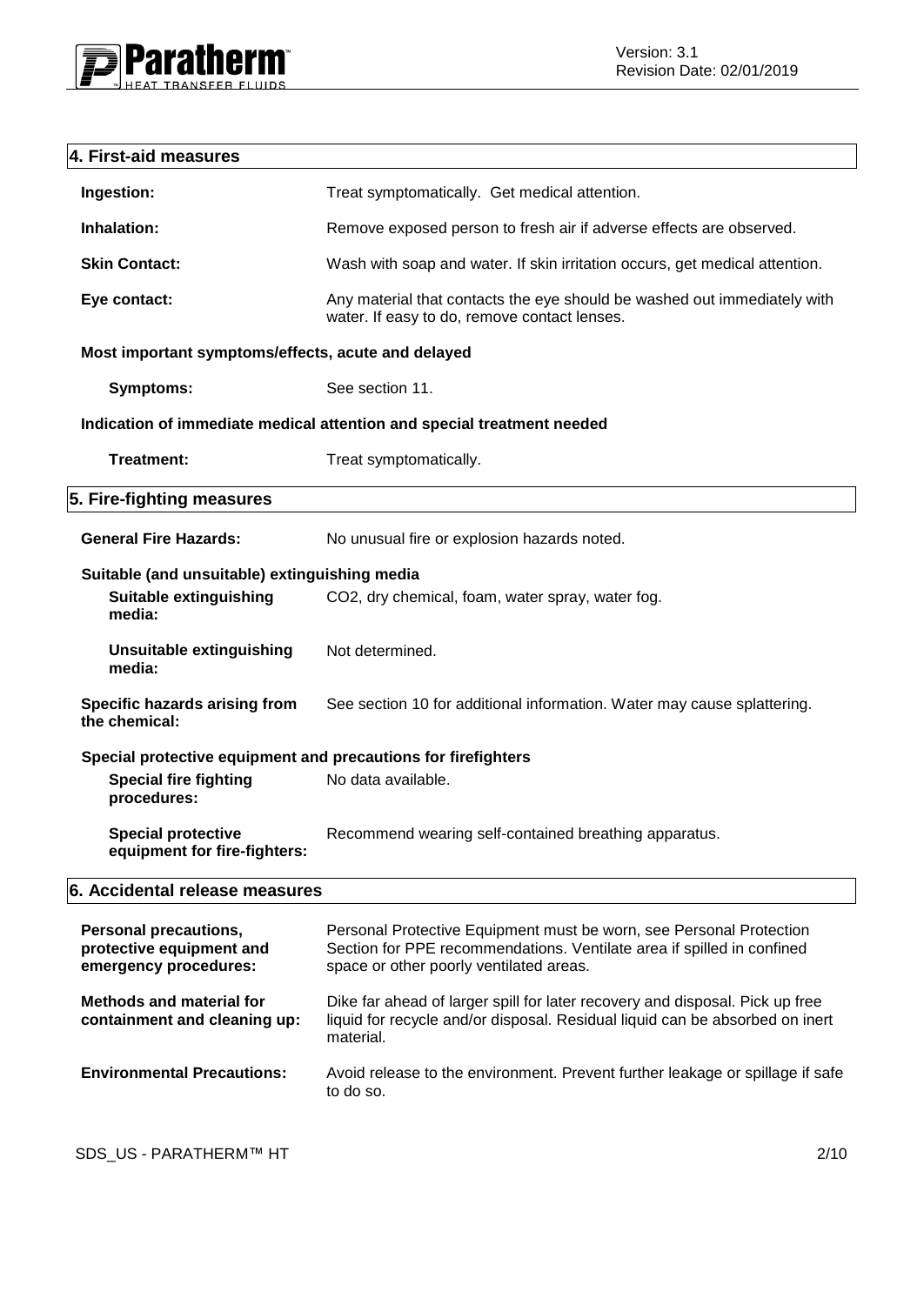## 4. First-aid measures

**Ingestion:** Treat symptomatically. Get medical attention.

**Inhalation:** Remove exposed person to fresh air if adverse effects are observed.

**Skin Contact:** Wash with soap and water. If skin irritation occurs, get medical attention.

**Eye contact:** Any material that contacts the eye should be washed out immediately with water. If easy to do, remove contact lenses.

**Most important symptoms/effects, acute and delayed**

**Symptoms:** See section 11.

**Indication of immediate medical attention and special treatment needed**

**Treatment:** Treat symptomatically.

## 5. Fire-fighting measures

**General Fire Hazards:** No unusual fire or explosion hazards noted.

**Suitable (and unsuitable) extinguishing media**

**Suitable extinguishing media:** $CO_2$, dry chemical, foam, water spray, water fog.

**Unsuitable extinguishing media:** Not determined.

**Specific hazards arising from the chemical:** See section 10 for additional information. Water may cause splattering.

**Special protective equipment and precautions for firefighters**

**Special fire fighting procedures:** No data available.

**Special protective equipment for fire-fighters:** Recommend wearing self-contained breathing apparatus.

## 6. Accidental release measures

**Personal precautions, protective equipment and emergency procedures:** Personal Protective Equipment must be worn, see Personal Protection Section for PPE recommendations. Ventilate area if spilled in confined space or other poorly ventilated areas.

**Methods and material for containment and cleaning up:** Dike far ahead of larger spill for later recovery and disposal. Pick up free liquid for recycle and/or disposal. Residual liquid can be absorbed on inert material.

**Environmental Precautions:** Avoid release to the environment. Prevent further leakage or spillage if safe to do so.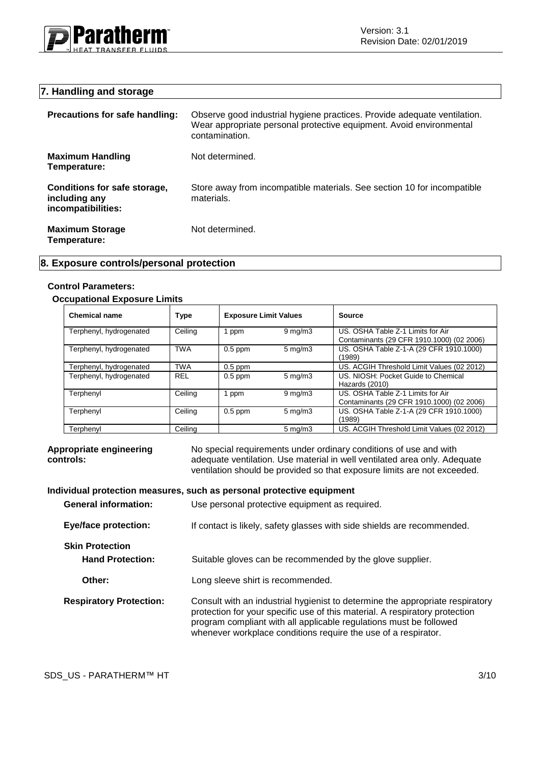## 7. Handling and storage

**Precautions for safe handling:** Observe good industrial hygiene practices. Provide adequate ventilation. Wear appropriate personal protective equipment. Avoid environmental contamination.

**Maximum Handling Temperature:** Not determined.

**Conditions for safe storage, including any incompatibilities:** Store away from incompatible materials. See section 10 for incompatible materials.

**Maximum Storage Temperature:** Not determined.

## 8. Exposure controls/personal protection

### Control Parameters:

#### Occupational Exposure Limits

| Chemical name | Type | Exposure Limit Values | | Source |
|---|---|---|---|---|
| Terphenyl, hydrogenated | Ceiling | 1 ppm | 9 mg/m3 | US. OSHA Table Z-1 Limits for Air Contaminants (29 CFR 1910.1000) (02 2006) |
| Terphenyl, hydrogenated | TWA | 0.5 ppm | 5 mg/m3 | US. OSHA Table Z-1-A (29 CFR 1910.1000) (1989) |
| Terphenyl, hydrogenated | TWA | 0.5 ppm | | US. ACGIH Threshold Limit Values (02 2012) |
| Terphenyl, hydrogenated | REL | 0.5 ppm | 5 mg/m3 | US. NIOSH: Pocket Guide to Chemical Hazards (2010) |
| Terphenyl | Ceiling | 1 ppm | 9 mg/m3 | US. OSHA Table Z-1 Limits for Air Contaminants (29 CFR 1910.1000) (02 2006) |
| Terphenyl | Ceiling | 0.5 ppm | 5 mg/m3 | US. OSHA Table Z-1-A (29 CFR 1910.1000) (1989) |
| Terphenyl | Ceiling | | 5 mg/m3 | US. ACGIH Threshold Limit Values (02 2012) |

**Appropriate engineering controls:** No special requirements under ordinary conditions of use and with adequate ventilation. Use material in well ventilated area only. Adequate ventilation should be provided so that exposure limits are not exceeded.

### Individual protection measures, such as personal protective equipment

**General information:** Use personal protective equipment as required.

**Eye/face protection:** If contact is likely, safety glasses with side shields are recommended.

**Skin Protection**

**Hand Protection:** Suitable gloves can be recommended by the glove supplier.

**Other:** Long sleeve shirt is recommended.

**Respiratory Protection:** Consult with an industrial hygienist to determine the appropriate respiratory protection for your specific use of this material. A respiratory protection program compliant with all applicable regulations must be followed whenever workplace conditions require the use of a respirator.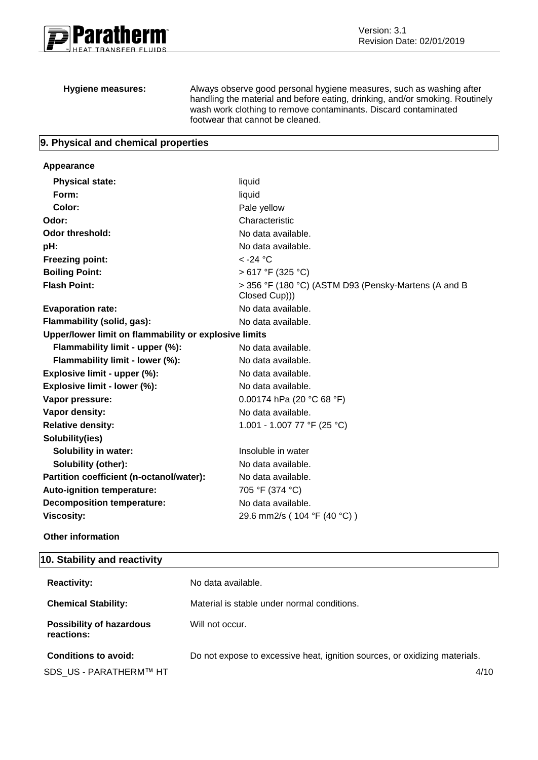**Hygiene measures:** Always observe good personal hygiene measures, such as washing after handling the material and before eating, drinking, and/or smoking. Routinely wash work clothing to remove contaminants. Discard contaminated footwear that cannot be cleaned.

## 9. Physical and chemical properties

| | |
|---|---|
| **Appearance** | |
| **Physical state:** | liquid |
| **Form:** | liquid |
| **Color:** | Pale yellow |
| **Odor:** | Characteristic |
| **Odor threshold:** | No data available. |
| **pH:** | No data available. |
| **Freezing point:** | < -24 °C |
| **Boiling Point:** | > 617 °F (325 °C) |
| **Flash Point:** | > 356 °F (180 °C) (ASTM D93 (Pensky-Martens (A and B Closed Cup))) |
| **Evaporation rate:** | No data available. |
| **Flammability (solid, gas):** | No data available. |
| **Upper/lower limit on flammability or explosive limits** | |
| **Flammability limit - upper (%):** | No data available. |
| **Flammability limit - lower (%):** | No data available. |
| **Explosive limit - upper (%):** | No data available. |
| **Explosive limit - lower (%):** | No data available. |
| **Vapor pressure:** | 0.00174 hPa (20 °C 68 °F) |
| **Vapor density:** | No data available. |
| **Relative density:** | 1.001 - 1.007 77 °F (25 °C) |
| **Solubility(ies)** | |
| **Solubility in water:** | Insoluble in water |
| **Solubility (other):** | No data available. |
| **Partition coefficient (n-octanol/water):** | No data available. |
| **Auto-ignition temperature:** | 705 °F (374 °C) |
| **Decomposition temperature:** | No data available. |
| **Viscosity:** | 29.6 mm2/s ( 104 °F (40 °C) ) |

**Other information**

## 10. Stability and reactivity

| | |
|---|---|
| **Reactivity:** | No data available. |
| **Chemical Stability:** | Material is stable under normal conditions. |
| **Possibility of hazardous reactions:** | Will not occur. |
| **Conditions to avoid:** | Do not expose to excessive heat, ignition sources, or oxidizing materials. |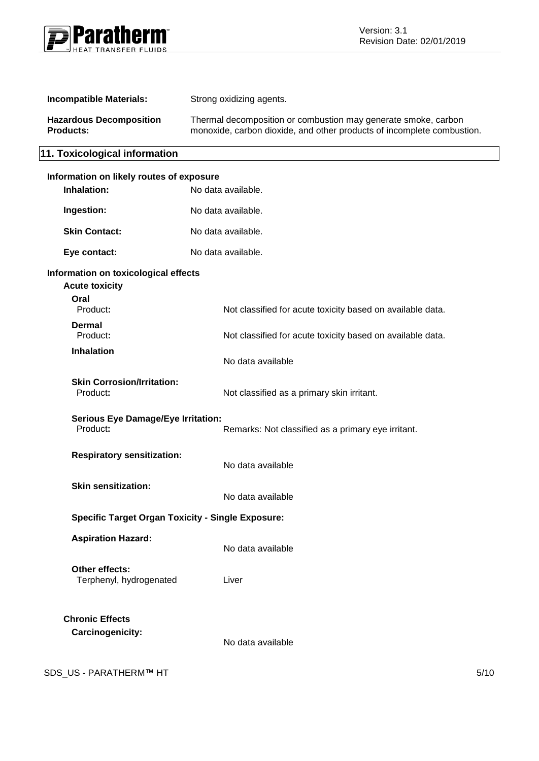**Incompatible Materials:** Strong oxidizing agents.

**Hazardous Decomposition Products:** Thermal decomposition or combustion may generate smoke, carbon monoxide, carbon dioxide, and other products of incomplete combustion.

## 11. Toxicological information

**Information on likely routes of exposure**

**Inhalation:** No data available.

**Ingestion:** No data available.

**Skin Contact:** No data available.

**Eye contact:** No data available.

**Information on toxicological effects**

**Acute toxicity**

**Oral**

Product**:** Not classified for acute toxicity based on available data.

**Dermal**

Product**:** Not classified for acute toxicity based on available data.

**Inhalation**

No data available

**Skin Corrosion/Irritation:**

Product**:** Not classified as a primary skin irritant.

**Serious Eye Damage/Eye Irritation:**

Product**:** Remarks: Not classified as a primary eye irritant.

**Respiratory sensitization:**

No data available

**Skin sensitization:**

No data available

**Specific Target Organ Toxicity - Single Exposure:**

**Aspiration Hazard:**

No data available

**Other effects:**

Terphenyl, hydrogenated Liver

**Chronic Effects**

**Carcinogenicity:**

No data available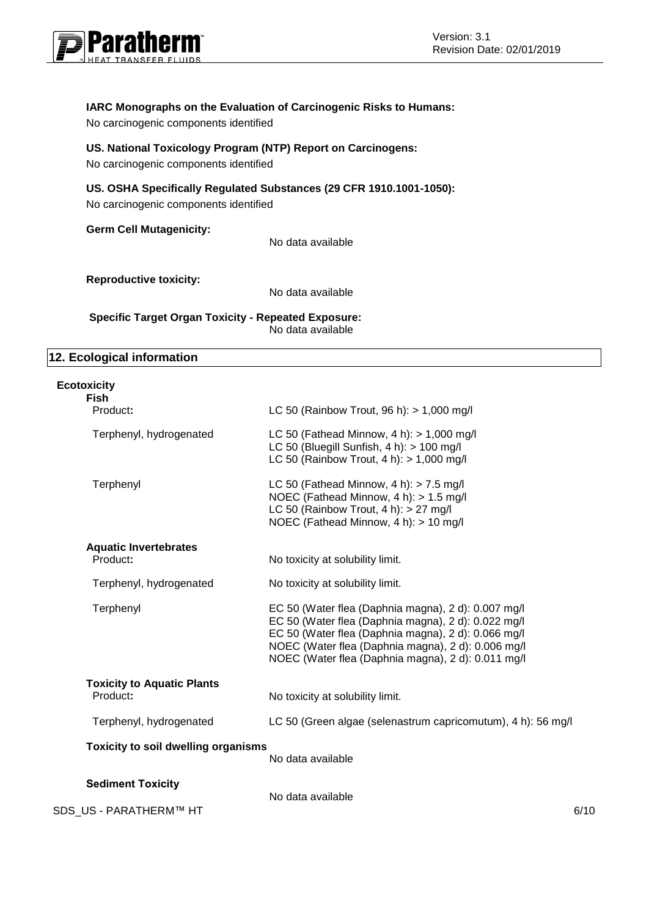**IARC Monographs on the Evaluation of Carcinogenic Risks to Humans:**
No carcinogenic components identified

**US. National Toxicology Program (NTP) Report on Carcinogens:**
No carcinogenic components identified

**US. OSHA Specifically Regulated Substances (29 CFR 1910.1001-1050):**
No carcinogenic components identified

**Germ Cell Mutagenicity:**
No data available

**Reproductive toxicity:**
No data available

**Specific Target Organ Toxicity - Repeated Exposure:**
No data available

## 12. Ecological information

**Ecotoxicity**

**Fish**

| | |
|---|---|
| Product**:** | LC 50 (Rainbow Trout, 96 h): > 1,000 mg/l |
| Terphenyl, hydrogenated | LC 50 (Fathead Minnow, 4 h): > 1,000 mg/l<br>LC 50 (Bluegill Sunfish, 4 h): > 100 mg/l<br>LC 50 (Rainbow Trout, 4 h): > 1,000 mg/l |
| Terphenyl | LC 50 (Fathead Minnow, 4 h): > 7.5 mg/l<br>NOEC (Fathead Minnow, 4 h): > 1.5 mg/l<br>LC 50 (Rainbow Trout, 4 h): > 27 mg/l<br>NOEC (Fathead Minnow, 4 h): > 10 mg/l |

**Aquatic Invertebrates**

| | |
|---|---|
| Product**:** | No toxicity at solubility limit. |
| Terphenyl, hydrogenated | No toxicity at solubility limit. |
| Terphenyl | EC 50 (Water flea (Daphnia magna), 2 d): 0.007 mg/l<br>EC 50 (Water flea (Daphnia magna), 2 d): 0.022 mg/l<br>EC 50 (Water flea (Daphnia magna), 2 d): 0.066 mg/l<br>NOEC (Water flea (Daphnia magna), 2 d): 0.006 mg/l<br>NOEC (Water flea (Daphnia magna), 2 d): 0.011 mg/l |

**Toxicity to Aquatic Plants**

| | |
|---|---|
| Product**:** | No toxicity at solubility limit. |
| Terphenyl, hydrogenated | LC 50 (Green algae (selenastrum capricomutum), 4 h): 56 mg/l |

**Toxicity to soil dwelling organisms**
No data available

**Sediment Toxicity**
No data available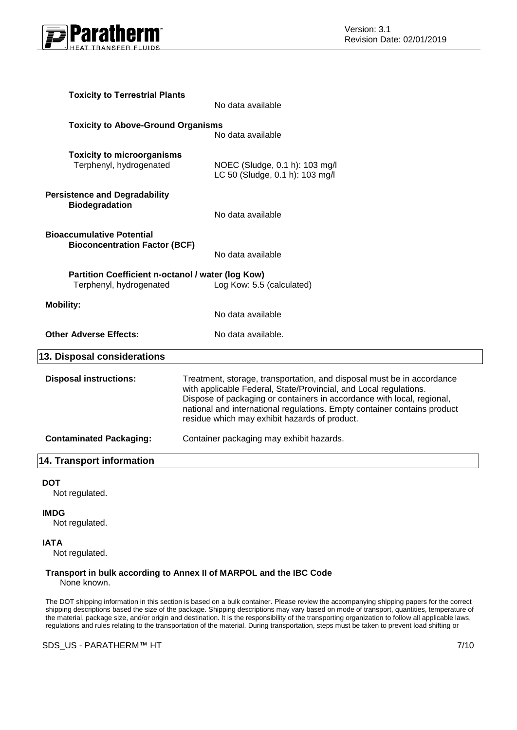**Toxicity to Terrestrial Plants**

No data available

**Toxicity to Above-Ground Organisms**

No data available

**Toxicity to microorganisms**

| | |
|---|---|
| Terphenyl, hydrogenated | NOEC (Sludge, 0.1 h): 103 mg/l<br>LC 50 (Sludge, 0.1 h): 103 mg/l |

**Persistence and Degradability**

**Biodegradation**

No data available

**Bioaccumulative Potential**

**Bioconcentration Factor (BCF)**

No data available

**Partition Coefficient n-octanol / water (log Kow)**

| | |
|---|---|
| Terphenyl, hydrogenated | Log Kow: 5.5 (calculated) |

**Mobility:**

No data available

**Other Adverse Effects:** No data available.

## 13. Disposal considerations

**Disposal instructions:** Treatment, storage, transportation, and disposal must be in accordance with applicable Federal, State/Provincial, and Local regulations. Dispose of packaging or containers in accordance with local, regional, national and international regulations. Empty container contains product residue which may exhibit hazards of product.

**Contaminated Packaging:** Container packaging may exhibit hazards.

## 14. Transport information

**DOT**

Not regulated.

**IMDG**

Not regulated.

**IATA**

Not regulated.

**Transport in bulk according to Annex II of MARPOL and the IBC Code**

None known.

The DOT shipping information in this section is based on a bulk container. Please review the accompanying shipping papers for the correct shipping descriptions based the size of the package. Shipping descriptions may vary based on mode of transport, quantities, temperature of the material, package size, and/or origin and destination. It is the responsibility of the transporting organization to follow all applicable laws, regulations and rules relating to the transportation of the material. During transportation, steps must be taken to prevent load shifting or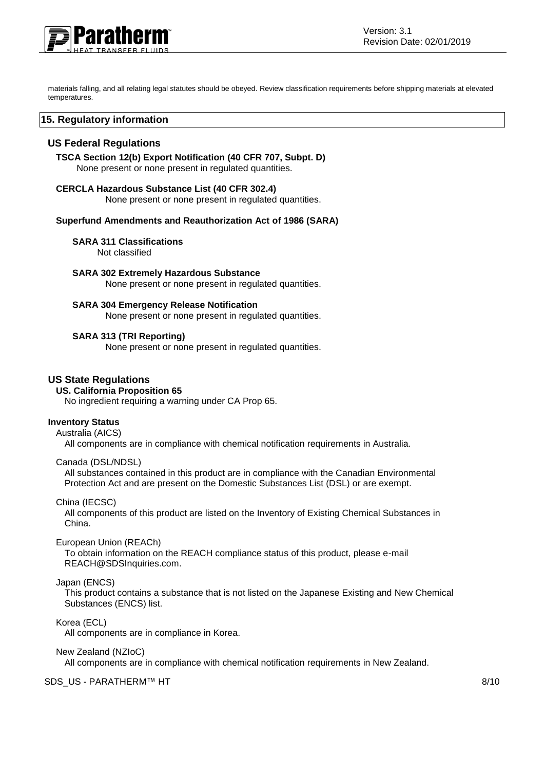materials falling, and all relating legal statutes should be obeyed. Review classification requirements before shipping materials at elevated temperatures.

## 15. Regulatory information

### US Federal Regulations

**TSCA Section 12(b) Export Notification (40 CFR 707, Subpt. D)**
None present or none present in regulated quantities.

**CERCLA Hazardous Substance List (40 CFR 302.4)**
None present or none present in regulated quantities.

**Superfund Amendments and Reauthorization Act of 1986 (SARA)**

**SARA 311 Classifications**
Not classified

**SARA 302 Extremely Hazardous Substance**
None present or none present in regulated quantities.

**SARA 304 Emergency Release Notification**
None present or none present in regulated quantities.

**SARA 313 (TRI Reporting)**
None present or none present in regulated quantities.

### US State Regulations

**US. California Proposition 65**
No ingredient requiring a warning under CA Prop 65.

**Inventory Status**

Australia (AICS)
All components are in compliance with chemical notification requirements in Australia.

Canada (DSL/NDSL)
All substances contained in this product are in compliance with the Canadian Environmental Protection Act and are present on the Domestic Substances List (DSL) or are exempt.

China (IECSC)
All components of this product are listed on the Inventory of Existing Chemical Substances in China.

European Union (REACh)
To obtain information on the REACH compliance status of this product, please e-mail REACH@SDSInquiries.com.

Japan (ENCS)
This product contains a substance that is not listed on the Japanese Existing and New Chemical Substances (ENCS) list.

Korea (ECL)
All components are in compliance in Korea.

New Zealand (NZIoC)
All components are in compliance with chemical notification requirements in New Zealand.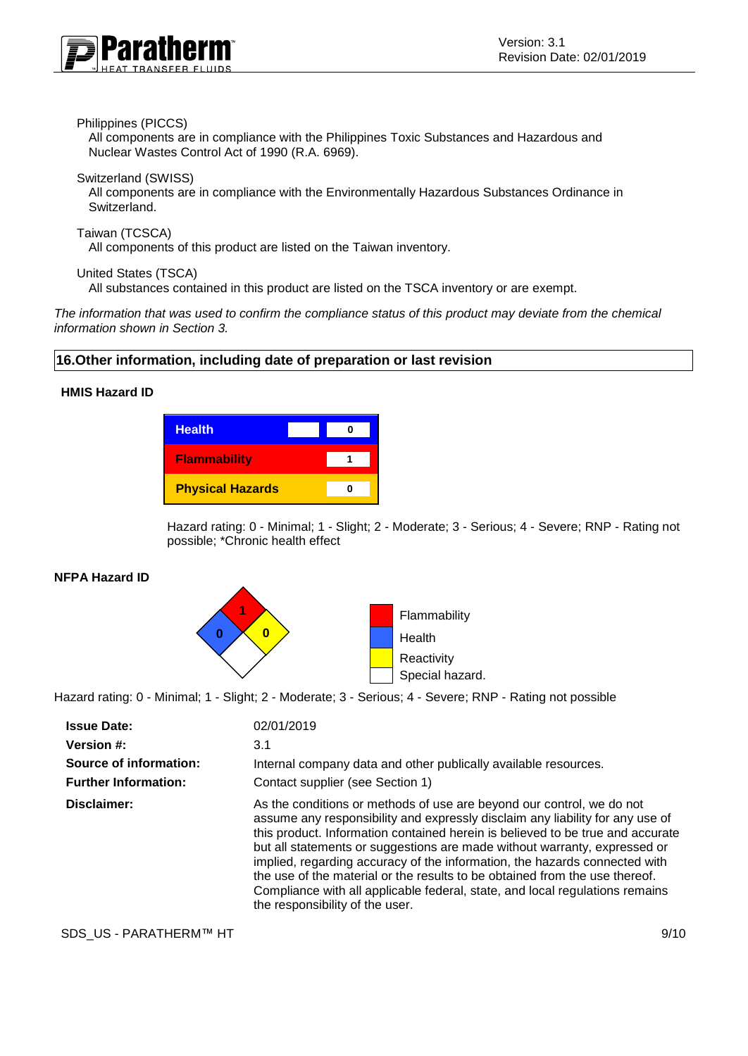Philippines (PICCS)
All components are in compliance with the Philippines Toxic Substances and Hazardous and Nuclear Wastes Control Act of 1990 (R.A. 6969).

Switzerland (SWISS)
All components are in compliance with the Environmentally Hazardous Substances Ordinance in Switzerland.

Taiwan (TCSCA)
All components of this product are listed on the Taiwan inventory.

United States (TSCA)
All substances contained in this product are listed on the TSCA inventory or are exempt.

*The information that was used to confirm the compliance status of this product may deviate from the chemical information shown in Section 3.*

## 16.Other information, including date of preparation or last revision

**HMIS Hazard ID**

| | | |
|---|---|---|
| Health | | 0 |
| Flammability | | 1 |
| Physical Hazards | | 0 |

Hazard rating: 0 - Minimal; 1 - Slight; 2 - Moderate; 3 - Serious; 4 - Severe; RNP - Rating not possible; *Chronic health effect

**NFPA Hazard ID**

1
0
0

Flammability
Health
Reactivity
Special hazard.

Hazard rating: 0 - Minimal; 1 - Slight; 2 - Moderate; 3 - Serious; 4 - Severe; RNP - Rating not possible

| | |
|---|---|
| **Issue Date:** | 02/01/2019 |
| **Version #:** | 3.1 |
| **Source of information:** | Internal company data and other publically available resources. |
| **Further Information:** | Contact supplier (see Section 1) |
| **Disclaimer:** | As the conditions or methods of use are beyond our control, we do not assume any responsibility and expressly disclaim any liability for any use of this product. Information contained herein is believed to be true and accurate but all statements or suggestions are made without warranty, expressed or implied, regarding accuracy of the information, the hazards connected with the use of the material or the results to be obtained from the use thereof. Compliance with all applicable federal, state, and local regulations remains the responsibility of the user. |